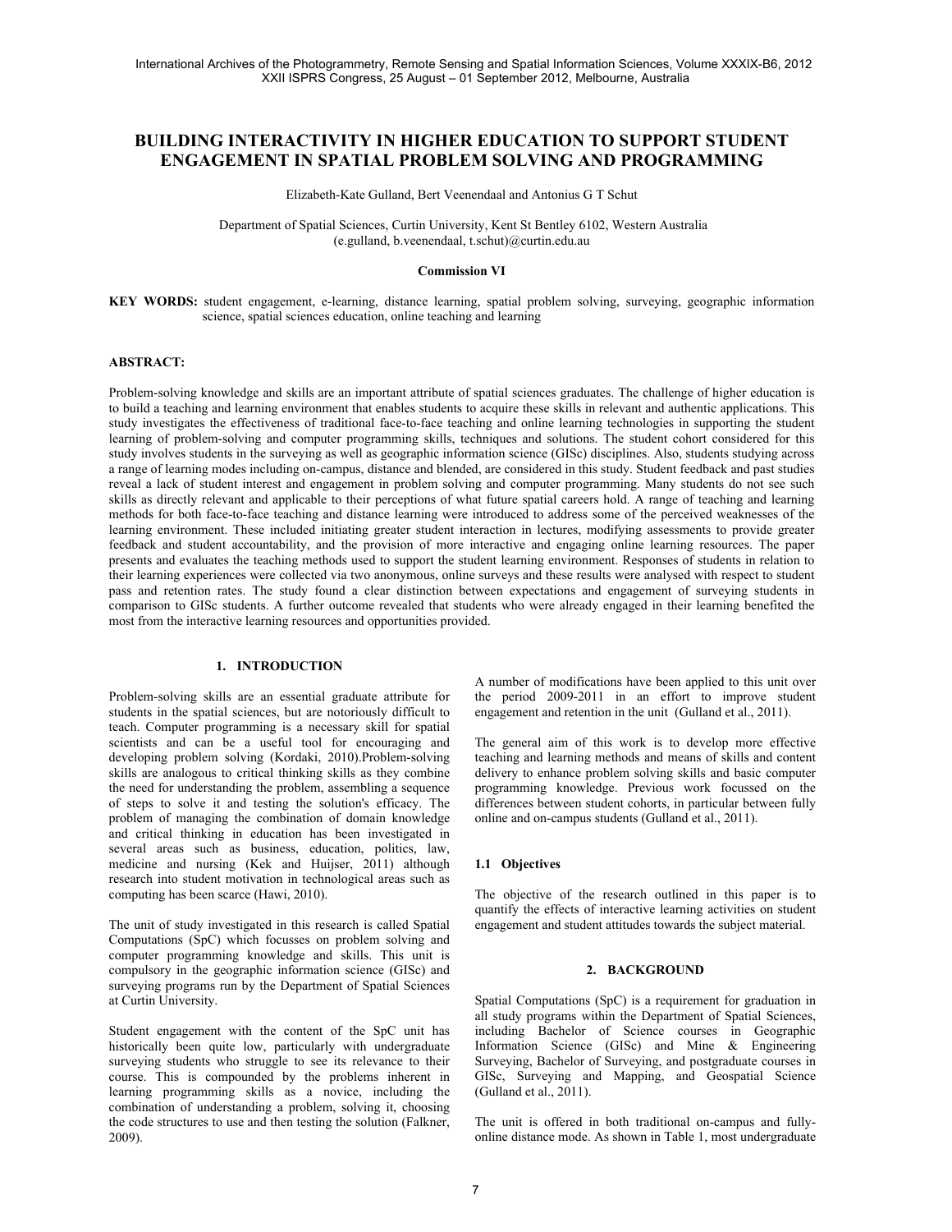# BUILDING INTERACTIVITY IN HIGHER EDUCATION TO SUPPORT STUDENT ENGAGEMENT IN SPATIAL PROBLEM SOLVING AND PROGRAMMING

Elizabeth-Kate Gulland, Bert Veenendaal and Antonius G T Schut

Department of Spatial Sciences, Curtin University, Kent St Bentley 6102, Western Australia
(e.gulland, b.veenendaal, t.schut)@curtin.edu.au

**Commission VI**

**KEY WORDS:** student engagement, e-learning, distance learning, spatial problem solving, surveying, geographic information science, spatial sciences education, online teaching and learning

**ABSTRACT:**

Problem-solving knowledge and skills are an important attribute of spatial sciences graduates. The challenge of higher education is to build a teaching and learning environment that enables students to acquire these skills in relevant and authentic applications. This study investigates the effectiveness of traditional face-to-face teaching and online learning technologies in supporting the student learning of problem-solving and computer programming skills, techniques and solutions. The student cohort considered for this study involves students in the surveying as well as geographic information science (GISc) disciplines. Also, students studying across a range of learning modes including on-campus, distance and blended, are considered in this study. Student feedback and past studies reveal a lack of student interest and engagement in problem solving and computer programming. Many students do not see such skills as directly relevant and applicable to their perceptions of what future spatial careers hold. A range of teaching and learning methods for both face-to-face teaching and distance learning were introduced to address some of the perceived weaknesses of the learning environment. These included initiating greater student interaction in lectures, modifying assessments to provide greater feedback and student accountability, and the provision of more interactive and engaging online learning resources. The paper presents and evaluates the teaching methods used to support the student learning environment. Responses of students in relation to their learning experiences were collected via two anonymous, online surveys and these results were analysed with respect to student pass and retention rates. The study found a clear distinction between expectations and engagement of surveying students in comparison to GISc students. A further outcome revealed that students who were already engaged in their learning benefited the most from the interactive learning resources and opportunities provided.

## 1. INTRODUCTION

Problem-solving skills are an essential graduate attribute for students in the spatial sciences, but are notoriously difficult to teach. Computer programming is a necessary skill for spatial scientists and can be a useful tool for encouraging and developing problem solving (Kordaki, 2010).Problem-solving skills are analogous to critical thinking skills as they combine the need for understanding the problem, assembling a sequence of steps to solve it and testing the solution's efficacy. The problem of managing the combination of domain knowledge and critical thinking in education has been investigated in several areas such as business, education, politics, law, medicine and nursing (Kek and Huijser, 2011) although research into student motivation in technological areas such as computing has been scarce (Hawi, 2010).

The unit of study investigated in this research is called Spatial Computations (SpC) which focusses on problem solving and computer programming knowledge and skills. This unit is compulsory in the geographic information science (GISc) and surveying programs run by the Department of Spatial Sciences at Curtin University.

Student engagement with the content of the SpC unit has historically been quite low, particularly with undergraduate surveying students who struggle to see its relevance to their course. This is compounded by the problems inherent in learning programming skills as a novice, including the combination of understanding a problem, solving it, choosing the code structures to use and then testing the solution (Falkner, 2009).

A number of modifications have been applied to this unit over the period 2009-2011 in an effort to improve student engagement and retention in the unit (Gulland et al., 2011).

The general aim of this work is to develop more effective teaching and learning methods and means of skills and content delivery to enhance problem solving skills and basic computer programming knowledge. Previous work focussed on the differences between student cohorts, in particular between fully online and on-campus students (Gulland et al., 2011).

### 1.1 Objectives

The objective of the research outlined in this paper is to quantify the effects of interactive learning activities on student engagement and student attitudes towards the subject material.

## 2. BACKGROUND

Spatial Computations (SpC) is a requirement for graduation in all study programs within the Department of Spatial Sciences, including Bachelor of Science courses in Geographic Information Science (GISc) and Mine & Engineering Surveying, Bachelor of Surveying, and postgraduate courses in GISc, Surveying and Mapping, and Geospatial Science (Gulland et al., 2011).

The unit is offered in both traditional on-campus and fully-online distance mode. As shown in Table 1, most undergraduate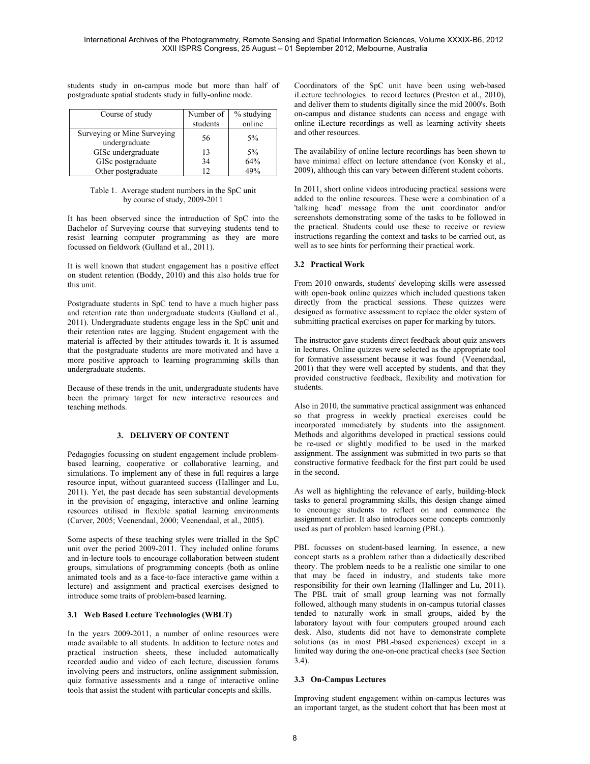students study in on-campus mode but more than half of postgraduate spatial students study in fully-online mode.

| Course of study | Number of students | % studying online |
| --- | --- | --- |
| Surveying or Mine Surveying undergraduate | 56 | 5% |
| GISc undergraduate | 13 | 5% |
| GISc postgraduate | 34 | 64% |
| Other postgraduate | 12 | 49% |

Table 1. Average student numbers in the SpC unit by course of study, 2009-2011

It has been observed since the introduction of SpC into the Bachelor of Surveying course that surveying students tend to resist learning computer programming as they are more focussed on fieldwork (Gulland et al., 2011).

It is well known that student engagement has a positive effect on student retention (Boddy, 2010) and this also holds true for this unit.

Postgraduate students in SpC tend to have a much higher pass and retention rate than undergraduate students (Gulland et al., 2011). Undergraduate students engage less in the SpC unit and their retention rates are lagging. Student engagement with the material is affected by their attitudes towards it. It is assumed that the postgraduate students are more motivated and have a more positive approach to learning programming skills than undergraduate students.

Because of these trends in the unit, undergraduate students have been the primary target for new interactive resources and teaching methods.

## 3. DELIVERY OF CONTENT

Pedagogies focussing on student engagement include problem-based learning, cooperative or collaborative learning, and simulations. To implement any of these in full requires a large resource input, without guaranteed success (Hallinger and Lu, 2011). Yet, the past decade has seen substantial developments in the provision of engaging, interactive and online learning resources utilised in flexible spatial learning environments (Carver, 2005; Veenendaal, 2000; Veenendaal, et al., 2005).

Some aspects of these teaching styles were trialled in the SpC unit over the period 2009-2011. They included online forums and in-lecture tools to encourage collaboration between student groups, simulations of programming concepts (both as online animated tools and as a face-to-face interactive game within a lecture) and assignment and practical exercises designed to introduce some traits of problem-based learning.

### 3.1 Web Based Lecture Technologies (WBLT)

In the years 2009-2011, a number of online resources were made available to all students. In addition to lecture notes and practical instruction sheets, these included automatically recorded audio and video of each lecture, discussion forums involving peers and instructors, online assignment submission, quiz formative assessments and a range of interactive online tools that assist the student with particular concepts and skills.

Coordinators of the SpC unit have been using web-based iLecture technologies to record lectures (Preston et al., 2010), and deliver them to students digitally since the mid 2000's. Both on-campus and distance students can access and engage with online iLecture recordings as well as learning activity sheets and other resources.

The availability of online lecture recordings has been shown to have minimal effect on lecture attendance (von Konsky et al., 2009), although this can vary between different student cohorts.

In 2011, short online videos introducing practical sessions were added to the online resources. These were a combination of a 'talking head' message from the unit coordinator and/or screenshots demonstrating some of the tasks to be followed in the practical. Students could use these to receive or review instructions regarding the context and tasks to be carried out, as well as to see hints for performing their practical work.

### 3.2 Practical Work

From 2010 onwards, students' developing skills were assessed with open-book online quizzes which included questions taken directly from the practical sessions. These quizzes were designed as formative assessment to replace the older system of submitting practical exercises on paper for marking by tutors.

The instructor gave students direct feedback about quiz answers in lectures. Online quizzes were selected as the appropriate tool for formative assessment because it was found (Veenendaal, 2001) that they were well accepted by students, and that they provided constructive feedback, flexibility and motivation for students.

Also in 2010, the summative practical assignment was enhanced so that progress in weekly practical exercises could be incorporated immediately by students into the assignment. Methods and algorithms developed in practical sessions could be re-used or slightly modified to be used in the marked assignment. The assignment was submitted in two parts so that constructive formative feedback for the first part could be used in the second.

As well as highlighting the relevance of early, building-block tasks to general programming skills, this design change aimed to encourage students to reflect on and commence the assignment earlier. It also introduces some concepts commonly used as part of problem based learning (PBL).

PBL focusses on student-based learning. In essence, a new concept starts as a problem rather than a didactically described theory. The problem needs to be a realistic one similar to one that may be faced in industry, and students take more responsibility for their own learning (Hallinger and Lu, 2011). The PBL trait of small group learning was not formally followed, although many students in on-campus tutorial classes tended to naturally work in small groups, aided by the laboratory layout with four computers grouped around each desk. Also, students did not have to demonstrate complete solutions (as in most PBL-based experiences) except in a limited way during the one-on-one practical checks (see Section 3.4).

### 3.3 On-Campus Lectures

Improving student engagement within on-campus lectures was an important target, as the student cohort that has been most at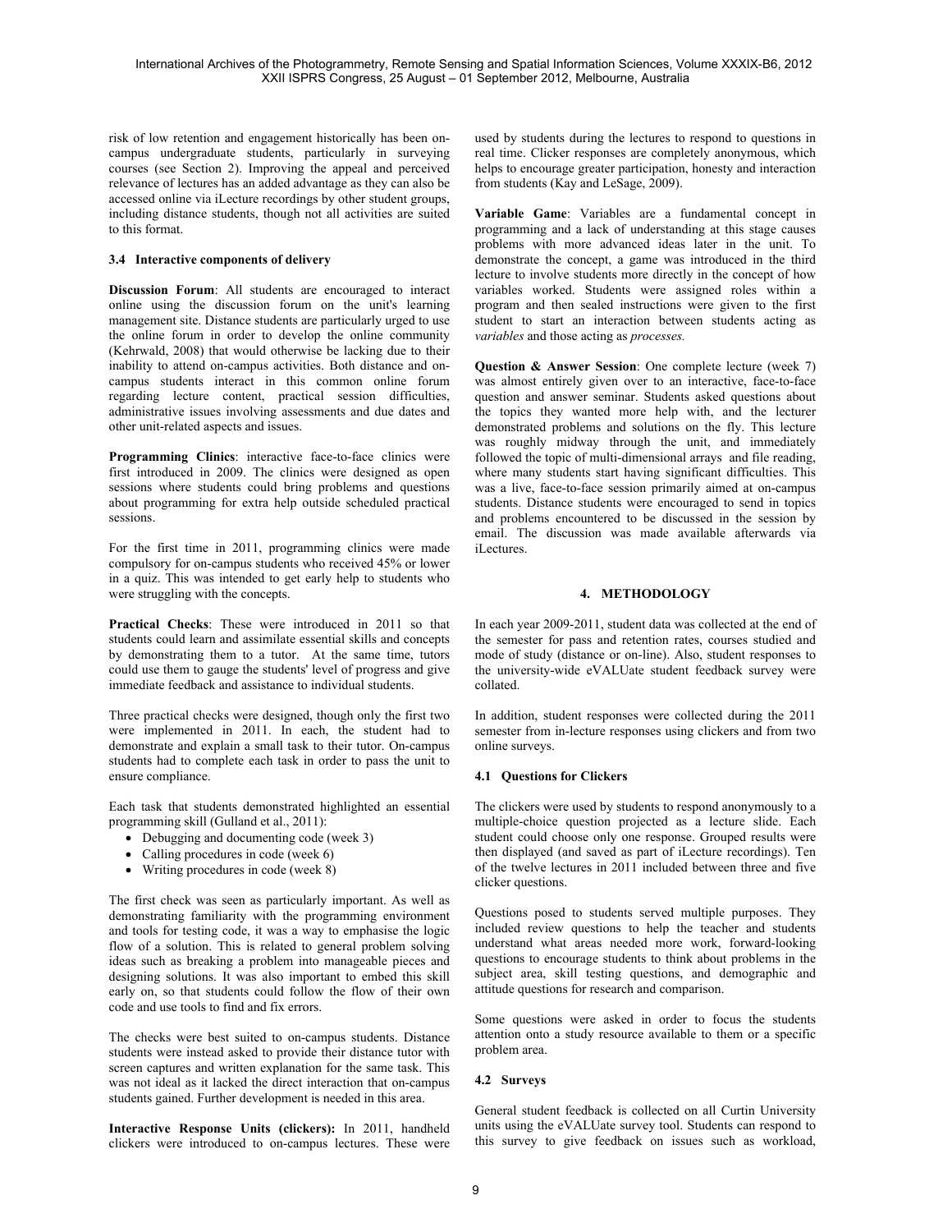risk of low retention and engagement historically has been on-campus undergraduate students, particularly in surveying courses (see Section 2). Improving the appeal and perceived relevance of lectures has an added advantage as they can also be accessed online via iLecture recordings by other student groups, including distance students, though not all activities are suited to this format.

### 3.4 Interactive components of delivery

**Discussion Forum**: All students are encouraged to interact online using the discussion forum on the unit's learning management site. Distance students are particularly urged to use the online forum in order to develop the online community (Kehrwald, 2008) that would otherwise be lacking due to their inability to attend on-campus activities. Both distance and on-campus students interact in this common online forum regarding lecture content, practical session difficulties, administrative issues involving assessments and due dates and other unit-related aspects and issues.

**Programming Clinics**: interactive face-to-face clinics were first introduced in 2009. The clinics were designed as open sessions where students could bring problems and questions about programming for extra help outside scheduled practical sessions.

For the first time in 2011, programming clinics were made compulsory for on-campus students who received 45% or lower in a quiz. This was intended to get early help to students who were struggling with the concepts.

**Practical Checks**: These were introduced in 2011 so that students could learn and assimilate essential skills and concepts by demonstrating them to a tutor. At the same time, tutors could use them to gauge the students' level of progress and give immediate feedback and assistance to individual students.

Three practical checks were designed, though only the first two were implemented in 2011. In each, the student had to demonstrate and explain a small task to their tutor. On-campus students had to complete each task in order to pass the unit to ensure compliance.

Each task that students demonstrated highlighted an essential programming skill (Gulland et al., 2011):

- Debugging and documenting code (week 3)
- Calling procedures in code (week 6)
- Writing procedures in code (week 8)

The first check was seen as particularly important. As well as demonstrating familiarity with the programming environment and tools for testing code, it was a way to emphasise the logic flow of a solution. This is related to general problem solving ideas such as breaking a problem into manageable pieces and designing solutions. It was also important to embed this skill early on, so that students could follow the flow of their own code and use tools to find and fix errors.

The checks were best suited to on-campus students. Distance students were instead asked to provide their distance tutor with screen captures and written explanation for the same task. This was not ideal as it lacked the direct interaction that on-campus students gained. Further development is needed in this area.

**Interactive Response Units (clickers):** In 2011, handheld clickers were introduced to on-campus lectures. These were used by students during the lectures to respond to questions in real time. Clicker responses are completely anonymous, which helps to encourage greater participation, honesty and interaction from students (Kay and LeSage, 2009).

**Variable Game**: Variables are a fundamental concept in programming and a lack of understanding at this stage causes problems with more advanced ideas later in the unit. To demonstrate the concept, a game was introduced in the third lecture to involve students more directly in the concept of how variables worked. Students were assigned roles within a program and then sealed instructions were given to the first student to start an interaction between students acting as *variables* and those acting as *processes.*

**Question & Answer Session**: One complete lecture (week 7) was almost entirely given over to an interactive, face-to-face question and answer seminar. Students asked questions about the topics they wanted more help with, and the lecturer demonstrated problems and solutions on the fly. This lecture was roughly midway through the unit, and immediately followed the topic of multi-dimensional arrays and file reading, where many students start having significant difficulties. This was a live, face-to-face session primarily aimed at on-campus students. Distance students were encouraged to send in topics and problems encountered to be discussed in the session by email. The discussion was made available afterwards via iLectures.

## 4. METHODOLOGY

In each year 2009-2011, student data was collected at the end of the semester for pass and retention rates, courses studied and mode of study (distance or on-line). Also, student responses to the university-wide eVALUate student feedback survey were collated.

In addition, student responses were collected during the 2011 semester from in-lecture responses using clickers and from two online surveys.

### 4.1 Questions for Clickers

The clickers were used by students to respond anonymously to a multiple-choice question projected as a lecture slide. Each student could choose only one response. Grouped results were then displayed (and saved as part of iLecture recordings). Ten of the twelve lectures in 2011 included between three and five clicker questions.

Questions posed to students served multiple purposes. They included review questions to help the teacher and students understand what areas needed more work, forward-looking questions to encourage students to think about problems in the subject area, skill testing questions, and demographic and attitude questions for research and comparison.

Some questions were asked in order to focus the students attention onto a study resource available to them or a specific problem area.

### 4.2 Surveys

General student feedback is collected on all Curtin University units using the eVALUate survey tool. Students can respond to this survey to give feedback on issues such as workload,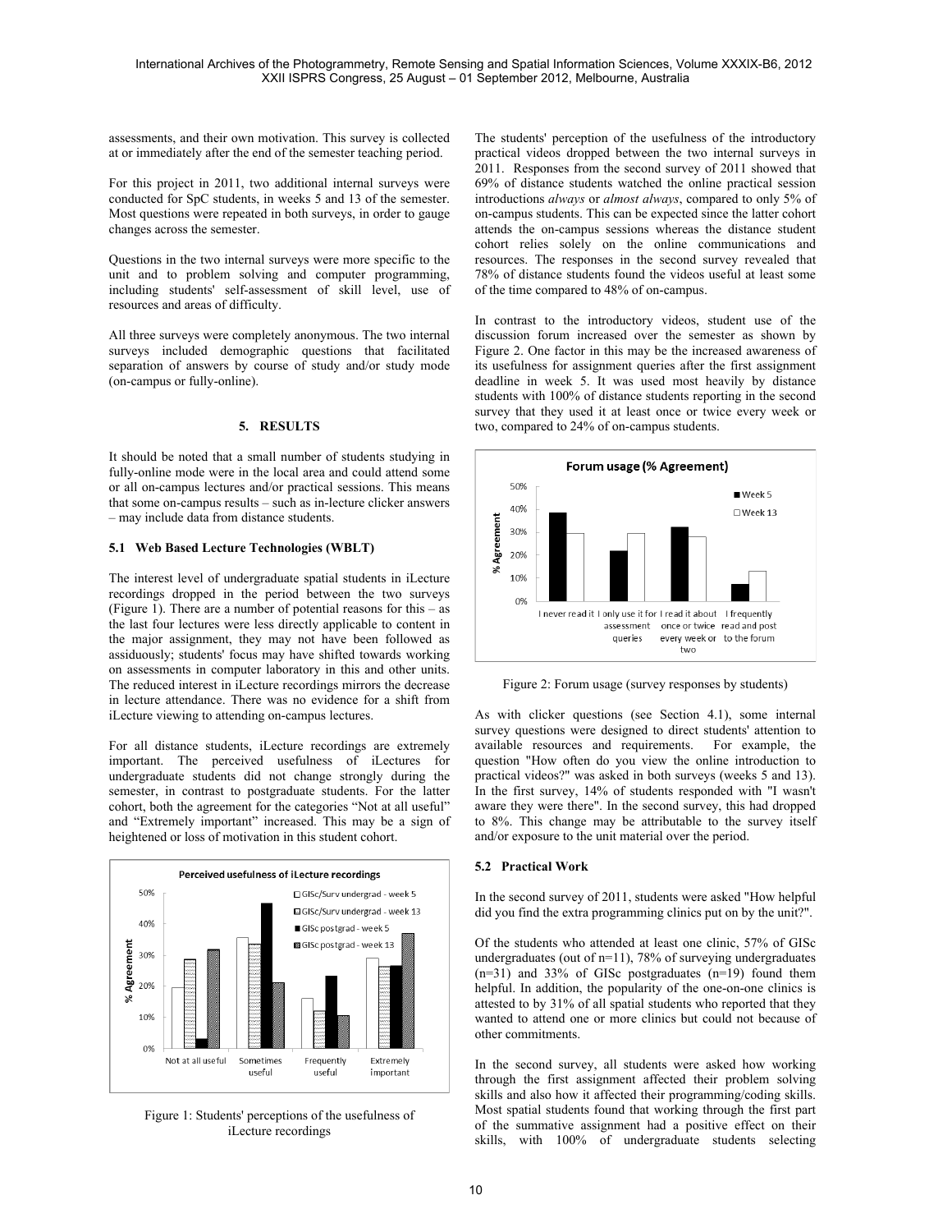assessments, and their own motivation. This survey is collected at or immediately after the end of the semester teaching period.

For this project in 2011, two additional internal surveys were conducted for SpC students, in weeks 5 and 13 of the semester. Most questions were repeated in both surveys, in order to gauge changes across the semester.

Questions in the two internal surveys were more specific to the unit and to problem solving and computer programming, including students' self-assessment of skill level, use of resources and areas of difficulty.

All three surveys were completely anonymous. The two internal surveys included demographic questions that facilitated separation of answers by course of study and/or study mode (on-campus or fully-online).

## 5. RESULTS

It should be noted that a small number of students studying in fully-online mode were in the local area and could attend some or all on-campus lectures and/or practical sessions. This means that some on-campus results – such as in-lecture clicker answers – may include data from distance students.

### 5.1 Web Based Lecture Technologies (WBLT)

The interest level of undergraduate spatial students in iLecture recordings dropped in the period between the two surveys (Figure 1). There are a number of potential reasons for this – as the last four lectures were less directly applicable to content in the major assignment, they may not have been followed as assiduously; students' focus may have shifted towards working on assessments in computer laboratory in this and other units. The reduced interest in iLecture recordings mirrors the decrease in lecture attendance. There was no evidence for a shift from iLecture viewing to attending on-campus lectures.

For all distance students, iLecture recordings are extremely important. The perceived usefulness of iLectures for undergraduate students did not change strongly during the semester, in contrast to postgraduate students. For the latter cohort, both the agreement for the categories "Not at all useful" and "Extremely important" increased. This may be a sign of heightened or loss of motivation in this student cohort.

Figure 1: Students' perceptions of the usefulness of iLecture recordings

The students' perception of the usefulness of the introductory practical videos dropped between the two internal surveys in 2011. Responses from the second survey of 2011 showed that 69% of distance students watched the online practical session introductions *always* or *almost always*, compared to only 5% of on-campus students. This can be expected since the latter cohort attends the on-campus sessions whereas the distance student cohort relies solely on the online communications and resources. The responses in the second survey revealed that 78% of distance students found the videos useful at least some of the time compared to 48% of on-campus.

In contrast to the introductory videos, student use of the discussion forum increased over the semester as shown by Figure 2. One factor in this may be the increased awareness of its usefulness for assignment queries after the first assignment deadline in week 5. It was used most heavily by distance students with 100% of distance students reporting in the second survey that they used it at least once or twice every week or two, compared to 24% of on-campus students.

Figure 2: Forum usage (survey responses by students)

As with clicker questions (see Section 4.1), some internal survey questions were designed to direct students' attention to available resources and requirements. For example, the question "How often do you view the online introduction to practical videos?" was asked in both surveys (weeks 5 and 13). In the first survey, 14% of students responded with "I wasn't aware they were there". In the second survey, this had dropped to 8%. This change may be attributable to the survey itself and/or exposure to the unit material over the period.

### 5.2 Practical Work

In the second survey of 2011, students were asked "How helpful did you find the extra programming clinics put on by the unit?".

Of the students who attended at least one clinic, 57% of GISc undergraduates (out of n=11), 78% of surveying undergraduates (n=31) and 33% of GISc postgraduates (n=19) found them helpful. In addition, the popularity of the one-on-one clinics is attested to by 31% of all spatial students who reported that they wanted to attend one or more clinics but could not because of other commitments.

In the second survey, all students were asked how working through the first assignment affected their problem solving skills and also how it affected their programming/coding skills. Most spatial students found that working through the first part of the summative assignment had a positive effect on their skills, with 100% of undergraduate students selecting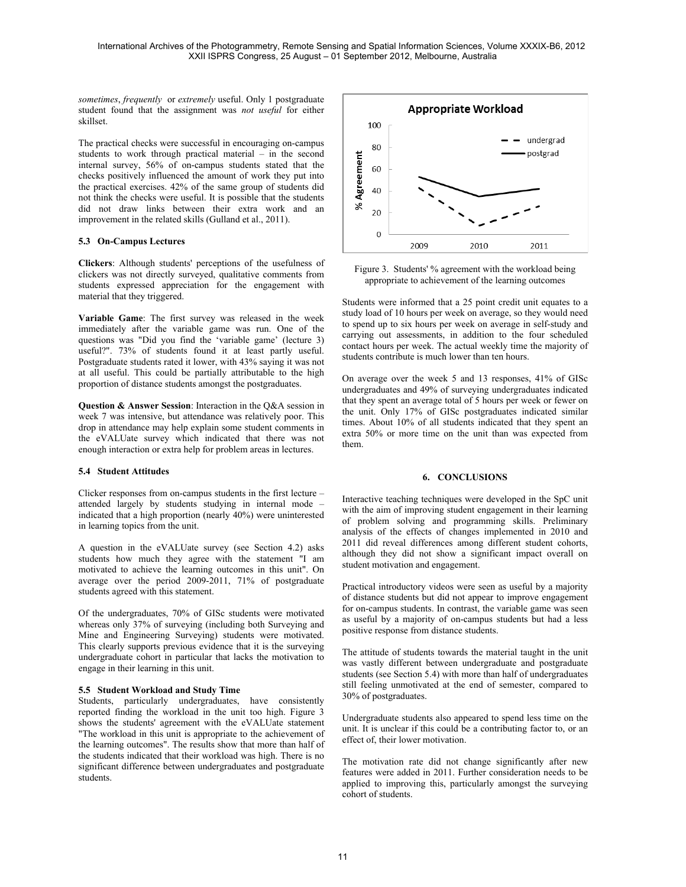*sometimes*, *frequently* or *extremely* useful. Only 1 postgraduate student found that the assignment was *not useful* for either skillset.

The practical checks were successful in encouraging on-campus students to work through practical material – in the second internal survey, 56% of on-campus students stated that the checks positively influenced the amount of work they put into the practical exercises. 42% of the same group of students did not think the checks were useful. It is possible that the students did not draw links between their extra work and an improvement in the related skills (Gulland et al., 2011).

### 5.3 On-Campus Lectures

**Clickers**: Although students' perceptions of the usefulness of clickers was not directly surveyed, qualitative comments from students expressed appreciation for the engagement with material that they triggered.

**Variable Game**: The first survey was released in the week immediately after the variable game was run. One of the questions was "Did you find the 'variable game' (lecture 3) useful?". 73% of students found it at least partly useful. Postgraduate students rated it lower, with 43% saying it was not at all useful. This could be partially attributable to the high proportion of distance students amongst the postgraduates.

**Question & Answer Session**: Interaction in the Q&A session in week 7 was intensive, but attendance was relatively poor. This drop in attendance may help explain some student comments in the eVALUate survey which indicated that there was not enough interaction or extra help for problem areas in lectures.

### 5.4 Student Attitudes

Clicker responses from on-campus students in the first lecture – attended largely by students studying in internal mode – indicated that a high proportion (nearly 40%) were uninterested in learning topics from the unit.

A question in the eVALUate survey (see Section 4.2) asks students how much they agree with the statement "I am motivated to achieve the learning outcomes in this unit". On average over the period 2009-2011, 71% of postgraduate students agreed with this statement.

Of the undergraduates, 70% of GISc students were motivated whereas only 37% of surveying (including both Surveying and Mine and Engineering Surveying) students were motivated. This clearly supports previous evidence that it is the surveying undergraduate cohort in particular that lacks the motivation to engage in their learning in this unit.

### 5.5 Student Workload and Study Time

Students, particularly undergraduates, have consistently reported finding the workload in the unit too high. Figure 3 shows the students' agreement with the eVALUate statement "The workload in this unit is appropriate to the achievement of the learning outcomes". The results show that more than half of the students indicated that their workload was high. There is no significant difference between undergraduates and postgraduate students.

Figure 3. Students' % agreement with the workload being appropriate to achievement of the learning outcomes

Students were informed that a 25 point credit unit equates to a study load of 10 hours per week on average, so they would need to spend up to six hours per week on average in self-study and carrying out assessments, in addition to the four scheduled contact hours per week. The actual weekly time the majority of students contribute is much lower than ten hours.

On average over the week 5 and 13 responses, 41% of GISc undergraduates and 49% of surveying undergraduates indicated that they spent an average total of 5 hours per week or fewer on the unit. Only 17% of GISc postgraduates indicated similar times. About 10% of all students indicated that they spent an extra 50% or more time on the unit than was expected from them.

## 6. CONCLUSIONS

Interactive teaching techniques were developed in the SpC unit with the aim of improving student engagement in their learning of problem solving and programming skills. Preliminary analysis of the effects of changes implemented in 2010 and 2011 did reveal differences among different student cohorts, although they did not show a significant impact overall on student motivation and engagement.

Practical introductory videos were seen as useful by a majority of distance students but did not appear to improve engagement for on-campus students. In contrast, the variable game was seen as useful by a majority of on-campus students but had a less positive response from distance students.

The attitude of students towards the material taught in the unit was vastly different between undergraduate and postgraduate students (see Section 5.4) with more than half of undergraduates still feeling unmotivated at the end of semester, compared to 30% of postgraduates.

Undergraduate students also appeared to spend less time on the unit. It is unclear if this could be a contributing factor to, or an effect of, their lower motivation.

The motivation rate did not change significantly after new features were added in 2011. Further consideration needs to be applied to improving this, particularly amongst the surveying cohort of students.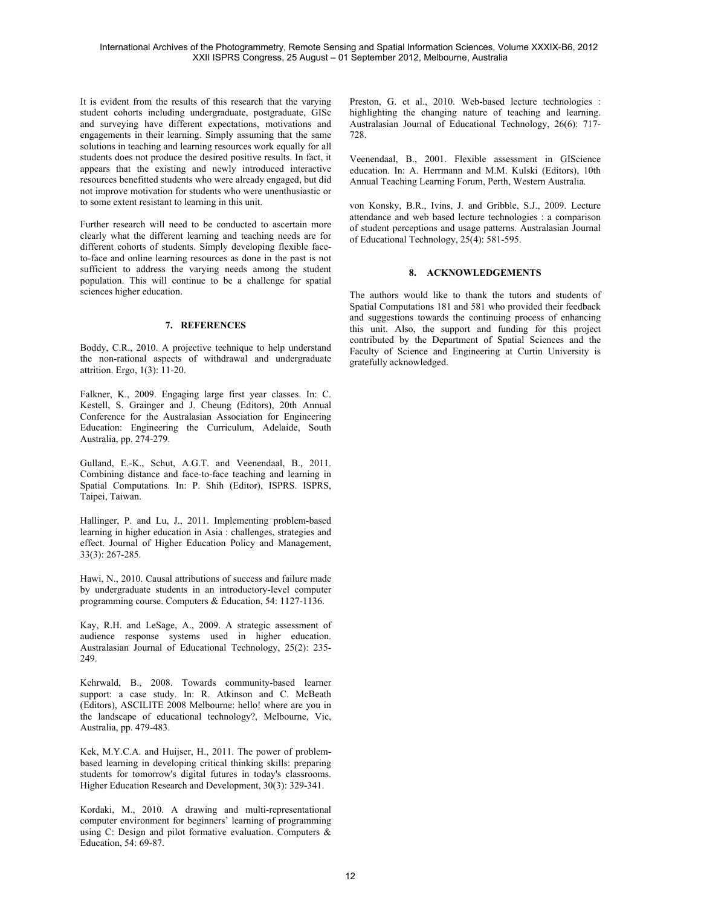It is evident from the results of this research that the varying student cohorts including undergraduate, postgraduate, GISc and surveying have different expectations, motivations and engagements in their learning. Simply assuming that the same solutions in teaching and learning resources work equally for all students does not produce the desired positive results. In fact, it appears that the existing and newly introduced interactive resources benefitted students who were already engaged, but did not improve motivation for students who were unenthusiastic or to some extent resistant to learning in this unit.

Further research will need to be conducted to ascertain more clearly what the different learning and teaching needs are for different cohorts of students. Simply developing flexible face-to-face and online learning resources as done in the past is not sufficient to address the varying needs among the student population. This will continue to be a challenge for spatial sciences higher education.

## 7. REFERENCES

Boddy, C.R., 2010. A projective technique to help understand the non-rational aspects of withdrawal and undergraduate attrition. Ergo, 1(3): 11-20.

Falkner, K., 2009. Engaging large first year classes. In: C. Kestell, S. Grainger and J. Cheung (Editors), 20th Annual Conference for the Australasian Association for Engineering Education: Engineering the Curriculum, Adelaide, South Australia, pp. 274-279.

Gulland, E.-K., Schut, A.G.T. and Veenendaal, B., 2011. Combining distance and face-to-face teaching and learning in Spatial Computations. In: P. Shih (Editor), ISPRS. ISPRS, Taipei, Taiwan.

Hallinger, P. and Lu, J., 2011. Implementing problem-based learning in higher education in Asia : challenges, strategies and effect. Journal of Higher Education Policy and Management, 33(3): 267-285.

Hawi, N., 2010. Causal attributions of success and failure made by undergraduate students in an introductory-level computer programming course. Computers & Education, 54: 1127-1136.

Kay, R.H. and LeSage, A., 2009. A strategic assessment of audience response systems used in higher education. Australasian Journal of Educational Technology, 25(2): 235-249.

Kehrwald, B., 2008. Towards community-based learner support: a case study. In: R. Atkinson and C. McBeath (Editors), ASCILITE 2008 Melbourne: hello! where are you in the landscape of educational technology?, Melbourne, Vic, Australia, pp. 479-483.

Kek, M.Y.C.A. and Huijser, H., 2011. The power of problem-based learning in developing critical thinking skills: preparing students for tomorrow's digital futures in today's classrooms. Higher Education Research and Development, 30(3): 329-341.

Kordaki, M., 2010. A drawing and multi-representational computer environment for beginners' learning of programming using C: Design and pilot formative evaluation. Computers & Education, 54: 69-87.

Preston, G. et al., 2010. Web-based lecture technologies : highlighting the changing nature of teaching and learning. Australasian Journal of Educational Technology, 26(6): 717-728.

Veenendaal, B., 2001. Flexible assessment in GIScience education. In: A. Herrmann and M.M. Kulski (Editors), 10th Annual Teaching Learning Forum, Perth, Western Australia.

von Konsky, B.R., Ivins, J. and Gribble, S.J., 2009. Lecture attendance and web based lecture technologies : a comparison of student perceptions and usage patterns. Australasian Journal of Educational Technology, 25(4): 581-595.

## 8. ACKNOWLEDGEMENTS

The authors would like to thank the tutors and students of Spatial Computations 181 and 581 who provided their feedback and suggestions towards the continuing process of enhancing this unit. Also, the support and funding for this project contributed by the Department of Spatial Sciences and the Faculty of Science and Engineering at Curtin University is gratefully acknowledged.